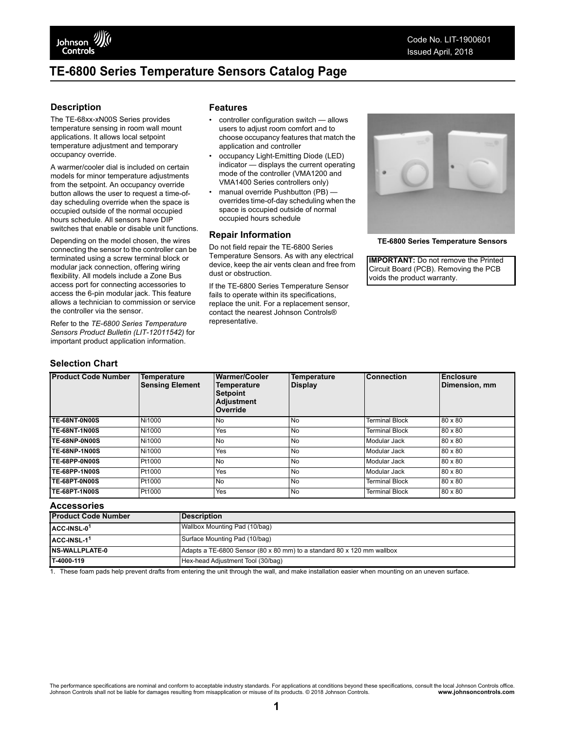# TE-6800 Series Temperature Sensors Catalog Page

Code No. LIT-1900601
Issued April, 2018

## Description

The TE-68xx-xN00S Series provides temperature sensing in room wall mount applications. It allows local setpoint temperature adjustment and temporary occupancy override.

A warmer/cooler dial is included on certain models for minor temperature adjustments from the setpoint. An occupancy override button allows the user to request a time-of-day scheduling override when the space is occupied outside of the normal occupied hours schedule. All sensors have DIP switches that enable or disable unit functions.

Depending on the model chosen, the wires connecting the sensor to the controller can be terminated using a screw terminal block or modular jack connection, offering wiring flexibility. All models include a Zone Bus access port for connecting accessories to access the 6-pin modular jack. This feature allows a technician to commission or service the controller via the sensor.

Refer to the *TE-6800 Series Temperature Sensors Product Bulletin (LIT-12011542)* for important product application information.

## Features

- controller configuration switch — allows users to adjust room comfort and to choose occupancy features that match the application and controller
- occupancy Light-Emitting Diode (LED) indicator — displays the current operating mode of the controller (VMA1200 and VMA1400 Series controllers only)
- manual override Pushbutton (PB) — overrides time-of-day scheduling when the space is occupied outside of normal occupied hours schedule

## Repair Information

Do not field repair the TE-6800 Series Temperature Sensors. As with any electrical device, keep the air vents clean and free from dust or obstruction.

If the TE-6800 Series Temperature Sensor fails to operate within its specifications, replace the unit. For a replacement sensor, contact the nearest Johnson Controls® representative.

**TE-6800 Series Temperature Sensors**

**IMPORTANT:** Do not remove the Printed Circuit Board (PCB). Removing the PCB voids the product warranty.

## Selection Chart

| Product Code Number | Temperature Sensing Element | Warmer/Cooler Temperature Setpoint Adjustment Override | Temperature Display | Connection | Enclosure Dimension, mm |
|---|---|---|---|---|---|
| **TE-68NT-0N00S** | Ni1000 | No | No | Terminal Block | 80 x 80 |
| **TE-68NT-1N00S** | Ni1000 | Yes | No | Terminal Block | 80 x 80 |
| **TE-68NP-0N00S** | Ni1000 | No | No | Modular Jack | 80 x 80 |
| **TE-68NP-1N00S** | Ni1000 | Yes | No | Modular Jack | 80 x 80 |
| **TE-68PP-0N00S** | Pt1000 | No | No | Modular Jack | 80 x 80 |
| **TE-68PP-1N00S** | Pt1000 | Yes | No | Modular Jack | 80 x 80 |
| **TE-68PT-0N00S** | Pt1000 | No | No | Terminal Block | 80 x 80 |
| **TE-68PT-1N00S** | Pt1000 | Yes | No | Terminal Block | 80 x 80 |

## Accessories

| Product Code Number | Description |
|---|---|
| **ACC-INSL-0**[1] | Wallbox Mounting Pad (10/bag) |
| **ACC-INSL-1**[1] | Surface Mounting Pad (10/bag) |
| **NS-WALLPLATE-0** | Adapts a TE-6800 Sensor (80 x 80 mm) to a standard 80 x 120 mm wallbox |
| **T-4000-119** | Hex-head Adjustment Tool (30/bag) |

1. These foam pads help prevent drafts from entering the unit through the wall, and make installation easier when mounting on an uneven surface.

The performance specifications are nominal and conform to acceptable industry standards. For applications at conditions beyond these specifications, consult the local Johnson Controls office. Johnson Controls shall not be liable for damages resulting from misapplication or misuse of its products. © 2018 Johnson Controls. **www.johnsoncontrols.com**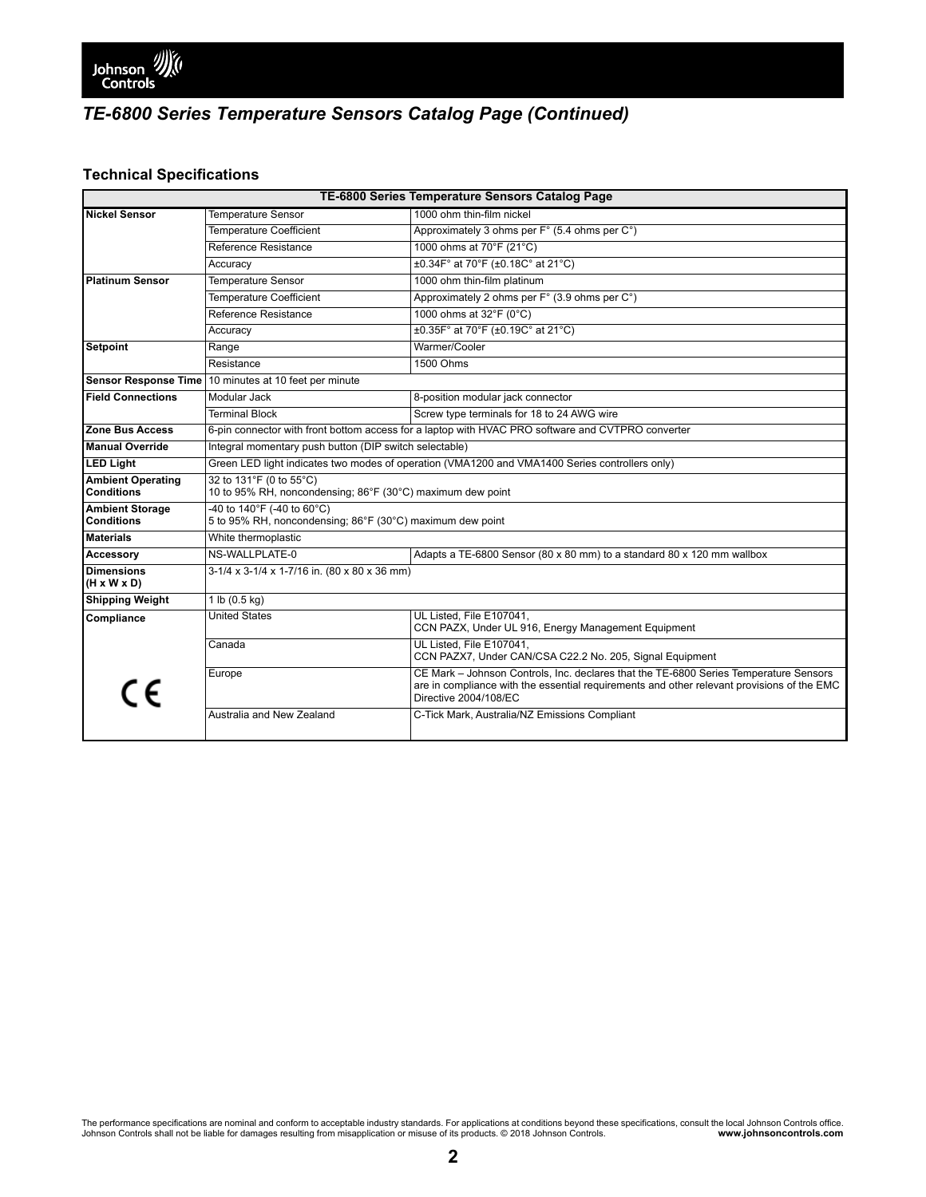# TE-6800 Series Temperature Sensors Catalog Page (Continued)

## Technical Specifications

| TE-6800 Series Temperature Sensors Catalog Page | | |
|---|---|---|
| **Nickel Sensor** | Temperature Sensor | 1000 ohm thin-film nickel |
| | Temperature Coefficient | Approximately 3 ohms per F° (5.4 ohms per C°) |
| | Reference Resistance | 1000 ohms at 70°F (21°C) |
| | Accuracy | ±0.34F° at 70°F (±0.18C° at 21°C) |
| **Platinum Sensor** | Temperature Sensor | 1000 ohm thin-film platinum |
| | Temperature Coefficient | Approximately 2 ohms per F° (3.9 ohms per C°) |
| | Reference Resistance | 1000 ohms at 32°F (0°C) |
| | Accuracy | ±0.35F° at 70°F (±0.19C° at 21°C) |
| **Setpoint** | Range | Warmer/Cooler |
| | Resistance | 1500 Ohms |
| **Sensor Response Time** | 10 minutes at 10 feet per minute | |
| **Field Connections** | Modular Jack | 8-position modular jack connector |
| | Terminal Block | Screw type terminals for 18 to 24 AWG wire |
| **Zone Bus Access** | 6-pin connector with front bottom access for a laptop with HVAC PRO software and CVTPRO converter | |
| **Manual Override** | Integral momentary push button (DIP switch selectable) | |
| **LED Light** | Green LED light indicates two modes of operation (VMA1200 and VMA1400 Series controllers only) | |
| **Ambient Operating Conditions** | 32 to 131°F (0 to 55°C)<br>10 to 95% RH, noncondensing; 86°F (30°C) maximum dew point | |
| **Ambient Storage Conditions** | -40 to 140°F (-40 to 60°C)<br>5 to 95% RH, noncondensing; 86°F (30°C) maximum dew point | |
| **Materials** | White thermoplastic | |
| **Accessory** | NS-WALLPLATE-0 | Adapts a TE-6800 Sensor (80 x 80 mm) to a standard 80 x 120 mm wallbox |
| **Dimensions (H x W x D)** | 3-1/4 x 3-1/4 x 1-7/16 in. (80 x 80 x 36 mm) | |
| **Shipping Weight** | 1 lb (0.5 kg) | |
| **Compliance** | United States | UL Listed, File E107041,<br>CCN PAZX, Under UL 916, Energy Management Equipment |
| | Canada | UL Listed, File E107041,<br>CCN PAZX7, Under CAN/CSA C22.2 No. 205, Signal Equipment |
| CE | Europe | CE Mark – Johnson Controls, Inc. declares that the TE-6800 Series Temperature Sensors are in compliance with the essential requirements and other relevant provisions of the EMC Directive 2004/108/EC |
| | Australia and New Zealand | C-Tick Mark, Australia/NZ Emissions Compliant |

The performance specifications are nominal and conform to acceptable industry standards. For applications at conditions beyond these specifications, consult the local Johnson Controls office. Johnson Controls shall not be liable for damages resulting from misapplication or misuse of its products. © 2018 Johnson Controls. **www.johnsoncontrols.com**